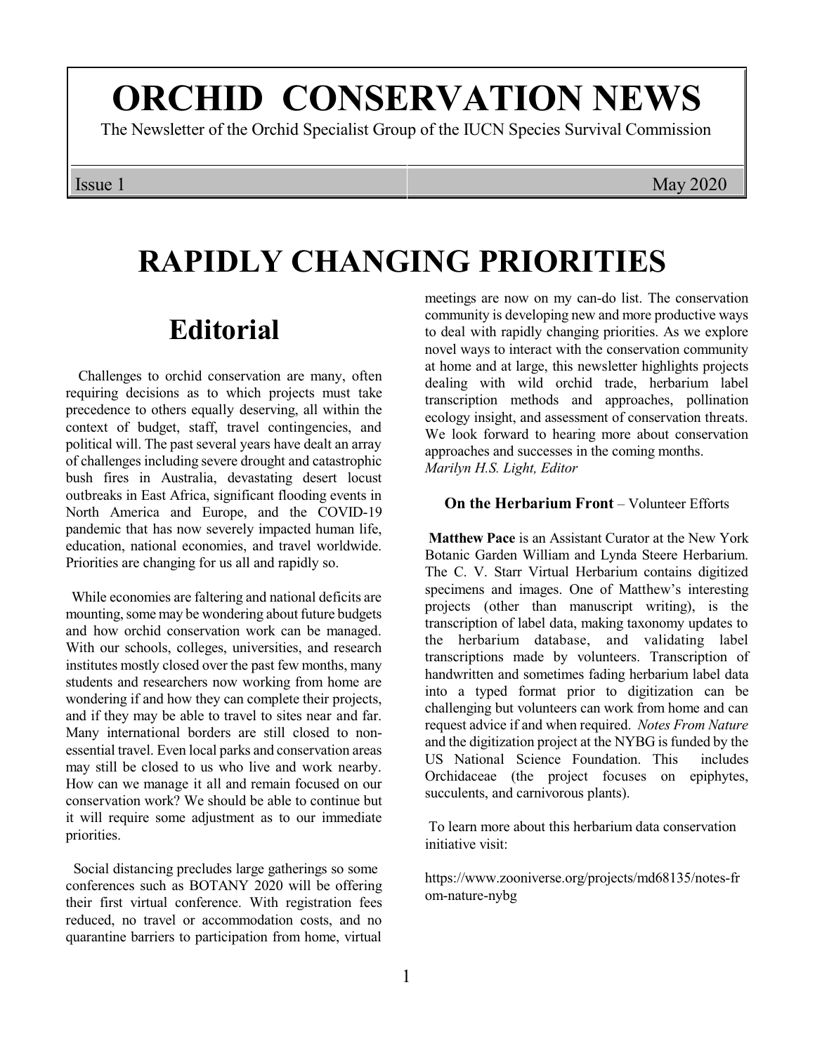# ORCHID CONSERVATION NEWS

The Newsletter of the Orchid Specialist Group of the IUCN Species Survival Commission

Issue 1 May 2020

# RAPIDLY CHANGING PRIORITIES

## Editorial

Challenges to orchid conservation are many, often requiring decisions as to which projects must take precedence to others equally deserving, all within the context of budget, staff, travel contingencies, and political will. The past several years have dealt an array of challenges including severe drought and catastrophic bush fires in Australia, devastating desert locust outbreaks in East Africa, significant flooding events in North America and Europe, and the COVID-19 pandemic that has now severely impacted human life, education, national economies, and travel worldwide. Priorities are changing for us all and rapidly so.

While economies are faltering and national deficits are mounting, some may be wondering about future budgets and how orchid conservation work can be managed. With our schools, colleges, universities, and research institutes mostly closed over the past few months, many students and researchers now working from home are wondering if and how they can complete their projects, and if they may be able to travel to sites near and far. Many international borders are still closed to non-essential travel. Even local parks and conservation areas may still be closed to us who live and work nearby. How can we manage it all and remain focused on our conservation work? We should be able to continue but it will require some adjustment as to our immediate priorities.

Social distancing precludes large gatherings so some conferences such as BOTANY 2020 will be offering their first virtual conference. With registration fees reduced, no travel or accommodation costs, and no quarantine barriers to participation from home, virtual meetings are now on my can-do list. The conservation community is developing new and more productive ways to deal with rapidly changing priorities. As we explore novel ways to interact with the conservation community at home and at large, this newsletter highlights projects dealing with wild orchid trade, herbarium label transcription methods and approaches, pollination ecology insight, and assessment of conservation threats. We look forward to hearing more about conservation approaches and successes in the coming months.

*Marilyn H.S. Light, Editor*

### On the Herbarium Front – Volunteer Efforts

**Matthew Pace** is an Assistant Curator at the New York Botanic Garden William and Lynda Steere Herbarium. The C. V. Starr Virtual Herbarium contains digitized specimens and images. One of Matthew's interesting projects (other than manuscript writing), is the transcription of label data, making taxonomy updates to the herbarium database, and validating label transcriptions made by volunteers. Transcription of handwritten and sometimes fading herbarium label data into a typed format prior to digitization can be challenging but volunteers can work from home and can request advice if and when required. *Notes From Nature* and the digitization project at the NYBG is funded by the US National Science Foundation. This includes Orchidaceae (the project focuses on epiphytes, succulents, and carnivorous plants).

To learn more about this herbarium data conservation initiative visit:

https://www.zooniverse.org/projects/md68135/notes-from-nature-nybg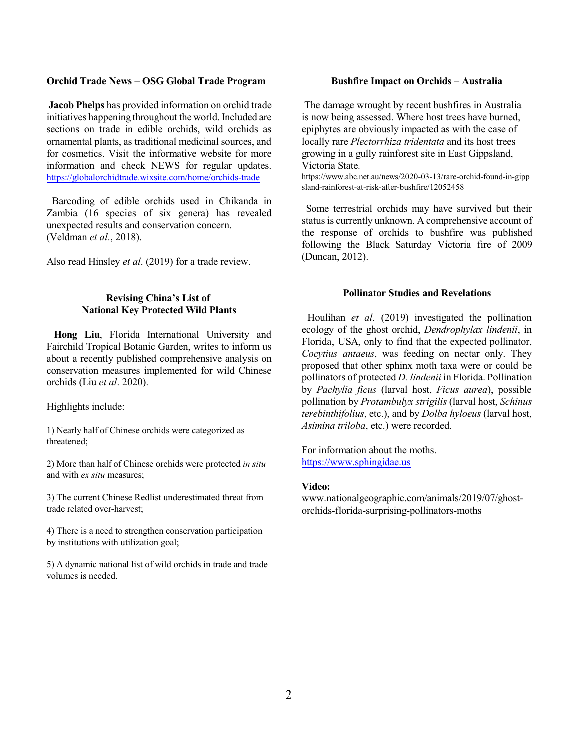## Orchid Trade News – OSG Global Trade Program

**Jacob Phelps** has provided information on orchid trade initiatives happening throughout the world. Included are sections on trade in edible orchids, wild orchids as ornamental plants, as traditional medicinal sources, and for cosmetics. Visit the informative website for more information and check NEWS for regular updates. https://globalorchidtrade.wixsite.com/home/orchids-trade

Barcoding of edible orchids used in Chikanda in Zambia (16 species of six genera) has revealed unexpected results and conservation concern. (Veldman *et al*., 2018).

Also read Hinsley *et al*. (2019) for a trade review.

## Revising China's List of National Key Protected Wild Plants

**Hong Liu**, Florida International University and Fairchild Tropical Botanic Garden, writes to inform us about a recently published comprehensive analysis on conservation measures implemented for wild Chinese orchids (Liu *et al*. 2020).

Highlights include:

1) Nearly half of Chinese orchids were categorized as threatened;

2) More than half of Chinese orchids were protected *in situ* and with *ex situ* measures;

3) The current Chinese Redlist underestimated threat from trade related over-harvest;

4) There is a need to strengthen conservation participation by institutions with utilization goal;

5) A dynamic national list of wild orchids in trade and trade volumes is needed.

## Bushfire Impact on Orchids – Australia

The damage wrought by recent bushfires in Australia is now being assessed. Where host trees have burned, epiphytes are obviously impacted as with the case of locally rare *Plectorrhiza tridentata* and its host trees growing in a gully rainforest site in East Gippsland, Victoria State.
https://www.abc.net.au/news/2020-03-13/rare-orchid-found-in-gippsland-rainforest-at-risk-after-bushfire/12052458

Some terrestrial orchids may have survived but their status is currently unknown. A comprehensive account of the response of orchids to bushfire was published following the Black Saturday Victoria fire of 2009 (Duncan, 2012).

## Pollinator Studies and Revelations

Houlihan *et al*. (2019) investigated the pollination ecology of the ghost orchid, *Dendrophylax lindenii*, in Florida, USA, only to find that the expected pollinator, *Cocytius antaeus*, was feeding on nectar only. They proposed that other sphinx moth taxa were or could be pollinators of protected *D. lindenii* in Florida. Pollination by *Pachylia ficus* (larval host, *Ficus aurea*), possible pollination by *Protambulyx strigilis* (larval host, *Schinus terebinthifolius*, etc.), and by *Dolba hyloeus* (larval host, *Asimina triloba*, etc.) were recorded.

For information about the moths.
https://www.sphingidae.us

**Video:**
www.nationalgeographic.com/animals/2019/07/ghost-orchids-florida-surprising-pollinators-moths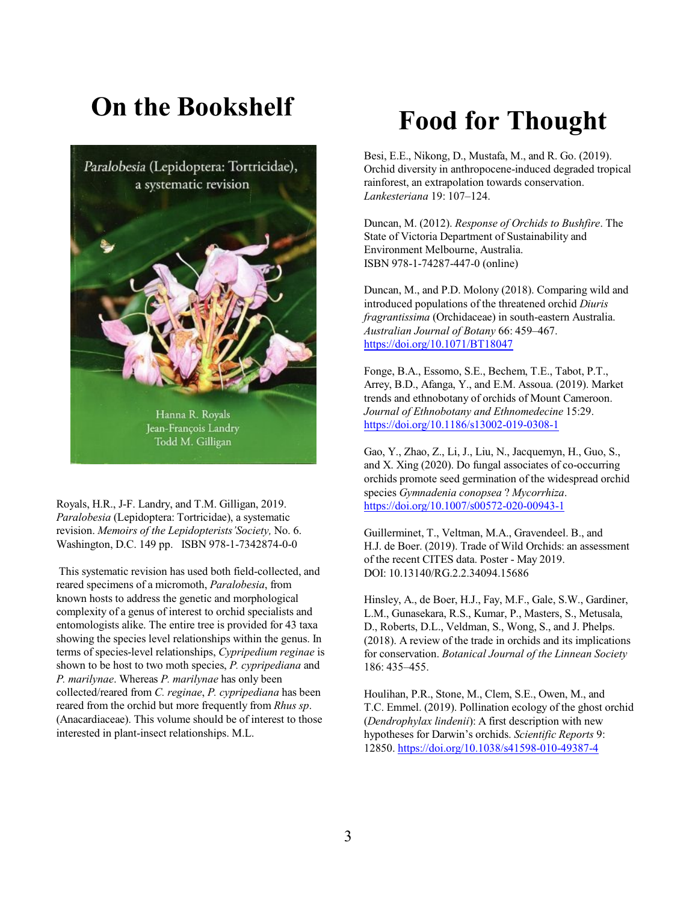# On the Bookshelf

Royals, H.R., J-F. Landry, and T.M. Gilligan, 2019. *Paralobesia* (Lepidoptera: Tortricidae), a systematic revision. *Memoirs of the Lepidopterists'Society,* No. 6. Washington, D.C. 149 pp. ISBN 978-1-7342874-0-0

This systematic revision has used both field-collected, and reared specimens of a micromoth, *Paralobesia*, from known hosts to address the genetic and morphological complexity of a genus of interest to orchid specialists and entomologists alike. The entire tree is provided for 43 taxa showing the species level relationships within the genus. In terms of species-level relationships, *Cypripedium reginae* is shown to be host to two moth species, *P. cypripediana* and *P. marilynae*. Whereas *P. marilynae* has only been collected/reared from *C. reginae*, *P. cypripediana* has been reared from the orchid but more frequently from *Rhus sp*. (Anacardiaceae). This volume should be of interest to those interested in plant-insect relationships. M.L.

# Food for Thought

Besi, E.E., Nikong, D., Mustafa, M., and R. Go. (2019). Orchid diversity in anthropocene-induced degraded tropical rainforest, an extrapolation towards conservation. *Lankesteriana* 19: 107–124.

Duncan, M. (2012). *Response of Orchids to Bushfire*. The State of Victoria Department of Sustainability and Environment Melbourne, Australia. ISBN 978-1-74287-447-0 (online)

Duncan, M., and P.D. Molony (2018). Comparing wild and introduced populations of the threatened orchid *Diuris fragrantissima* (Orchidaceae) in south-eastern Australia. *Australian Journal of Botany* 66: 459–467. https://doi.org/10.1071/BT18047

Fonge, B.A., Essomo, S.E., Bechem, T.E., Tabot, P.T., Arrey, B.D., Afanga, Y., and E.M. Assoua. (2019). Market trends and ethnobotany of orchids of Mount Cameroon. *Journal of Ethnobotany and Ethnomedecine* 15:29. https://doi.org/10.1186/s13002-019-0308-1

Gao, Y., Zhao, Z., Li, J., Liu, N., Jacquemyn, H., Guo, S., and X. Xing (2020). Do fungal associates of co-occurring orchids promote seed germination of the widespread orchid species *Gymnadenia conopsea* ? *Mycorrhiza*. https://doi.org/10.1007/s00572-020-00943-1

Guillerminet, T., Veltman, M.A., Gravendeel. B., and H.J. de Boer. (2019). Trade of Wild Orchids: an assessment of the recent CITES data. Poster - May 2019. DOI: 10.13140/RG.2.2.34094.15686

Hinsley, A., de Boer, H.J., Fay, M.F., Gale, S.W., Gardiner, L.M., Gunasekara, R.S., Kumar, P., Masters, S., Metusala, D., Roberts, D.L., Veldman, S., Wong, S., and J. Phelps. (2018). A review of the trade in orchids and its implications for conservation. *Botanical Journal of the Linnean Society* 186: 435–455.

Houlihan, P.R., Stone, M., Clem, S.E., Owen, M., and T.C. Emmel. (2019). Pollination ecology of the ghost orchid (*Dendrophylax lindenii*): A first description with new hypotheses for Darwin's orchids. *Scientific Reports* 9: 12850. https://doi.org/10.1038/s41598-010-49387-4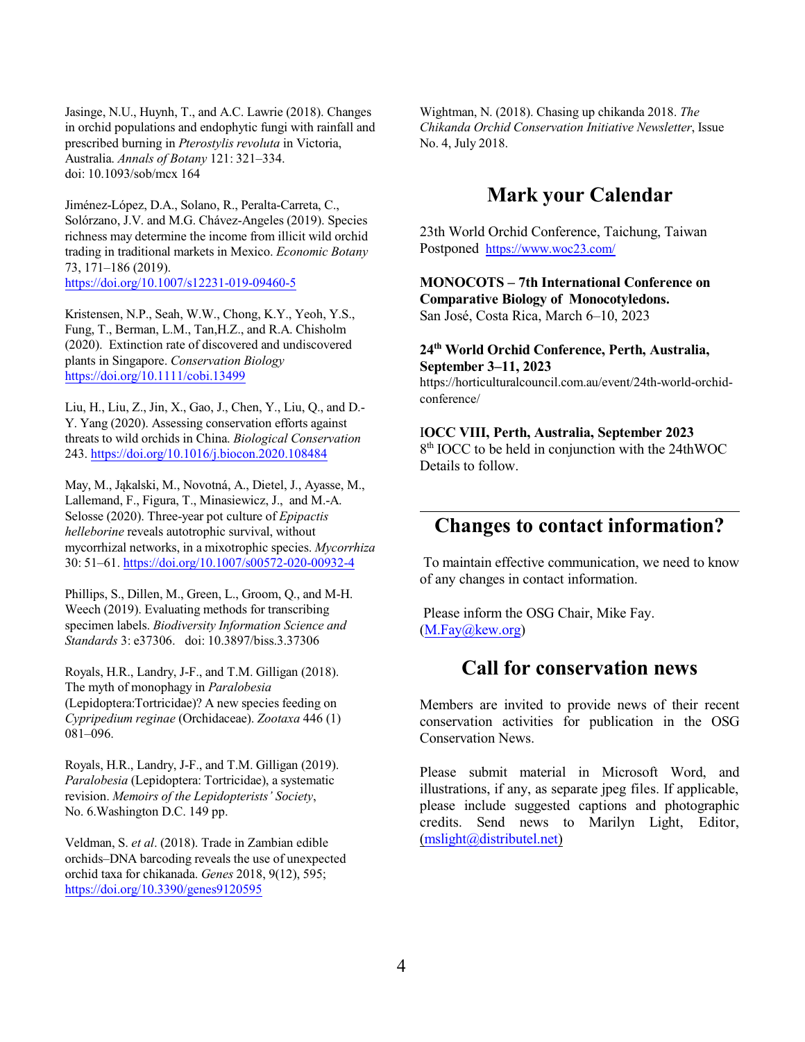Jasinge, N.U., Huynh, T., and A.C. Lawrie (2018). Changes in orchid populations and endophytic fungi with rainfall and prescribed burning in *Pterostylis revoluta* in Victoria, Australia. *Annals of Botany* 121: 321–334. doi: 10.1093/sob/mcx 164

Jiménez-López, D.A., Solano, R., Peralta-Carreta, C., Solórzano, J.V. and M.G. Chávez-Angeles (2019). Species richness may determine the income from illicit wild orchid trading in traditional markets in Mexico. *Economic Botany* 73, 171–186 (2019). https://doi.org/10.1007/s12231-019-09460-5

Kristensen, N.P., Seah, W.W., Chong, K.Y., Yeoh, Y.S., Fung, T., Berman, L.M., Tan,H.Z., and R.A. Chisholm (2020). Extinction rate of discovered and undiscovered plants in Singapore. *Conservation Biology* https://doi.org/10.1111/cobi.13499

Liu, H., Liu, Z., Jin, X., Gao, J., Chen, Y., Liu, Q., and D.-Y. Yang (2020). Assessing conservation efforts against threats to wild orchids in China. *Biological Conservation* 243. https://doi.org/10.1016/j.biocon.2020.108484

May, M., Jąkalski, M., Novotná, A., Dietel, J., Ayasse, M., Lallemand, F., Figura, T., Minasiewicz, J., and M.-A. Selosse (2020). Three-year pot culture of *Epipactis helleborine* reveals autotrophic survival, without mycorrhizal networks, in a mixotrophic species. *Mycorrhiza* 30: 51–61. https://doi.org/10.1007/s00572-020-00932-4

Phillips, S., Dillen, M., Green, L., Groom, Q., and M-H. Weech (2019). Evaluating methods for transcribing specimen labels. *Biodiversity Information Science and Standards* 3: e37306. doi: 10.3897/biss.3.37306

Royals, H.R., Landry, J-F., and T.M. Gilligan (2018). The myth of monophagy in *Paralobesia* (Lepidoptera:Tortricidae)? A new species feeding on *Cypripedium reginae* (Orchidaceae). *Zootaxa* 446 (1) 081–096.

Royals, H.R., Landry, J-F., and T.M. Gilligan (2019). *Paralobesia* (Lepidoptera: Tortricidae), a systematic revision. *Memoirs of the Lepidopterists' Society*, No. 6.Washington D.C. 149 pp.

Veldman, S. *et al*. (2018). Trade in Zambian edible orchids–DNA barcoding reveals the use of unexpected orchid taxa for chikanada. *Genes* 2018, 9(12), 595; https://doi.org/10.3390/genes9120595

Wightman, N. (2018). Chasing up chikanda 2018. *The Chikanda Orchid Conservation Initiative Newsletter*, Issue No. 4, July 2018.

# Mark your Calendar

23th World Orchid Conference, Taichung, Taiwan
Postponed https://www.woc23.com/

**MONOCOTS – 7th International Conference on Comparative Biology of Monocotyledons.**
San José, Costa Rica, March 6–10, 2023

**24th World Orchid Conference, Perth, Australia, September 3–11, 2023**
https://horticulturalcouncil.com.au/event/24th-world-orchid-conference/

**IOCC VIII, Perth, Australia, September 2023**
8th IOCC to be held in conjunction with the 24thWOC
Details to follow.

# Changes to contact information?

To maintain effective communication, we need to know of any changes in contact information.

Please inform the OSG Chair, Mike Fay. (M.Fay@kew.org)

# Call for conservation news

Members are invited to provide news of their recent conservation activities for publication in the OSG Conservation News.

Please submit material in Microsoft Word, and illustrations, if any, as separate jpeg files. If applicable, please include suggested captions and photographic credits. Send news to Marilyn Light, Editor, (mslight@distributel.net)